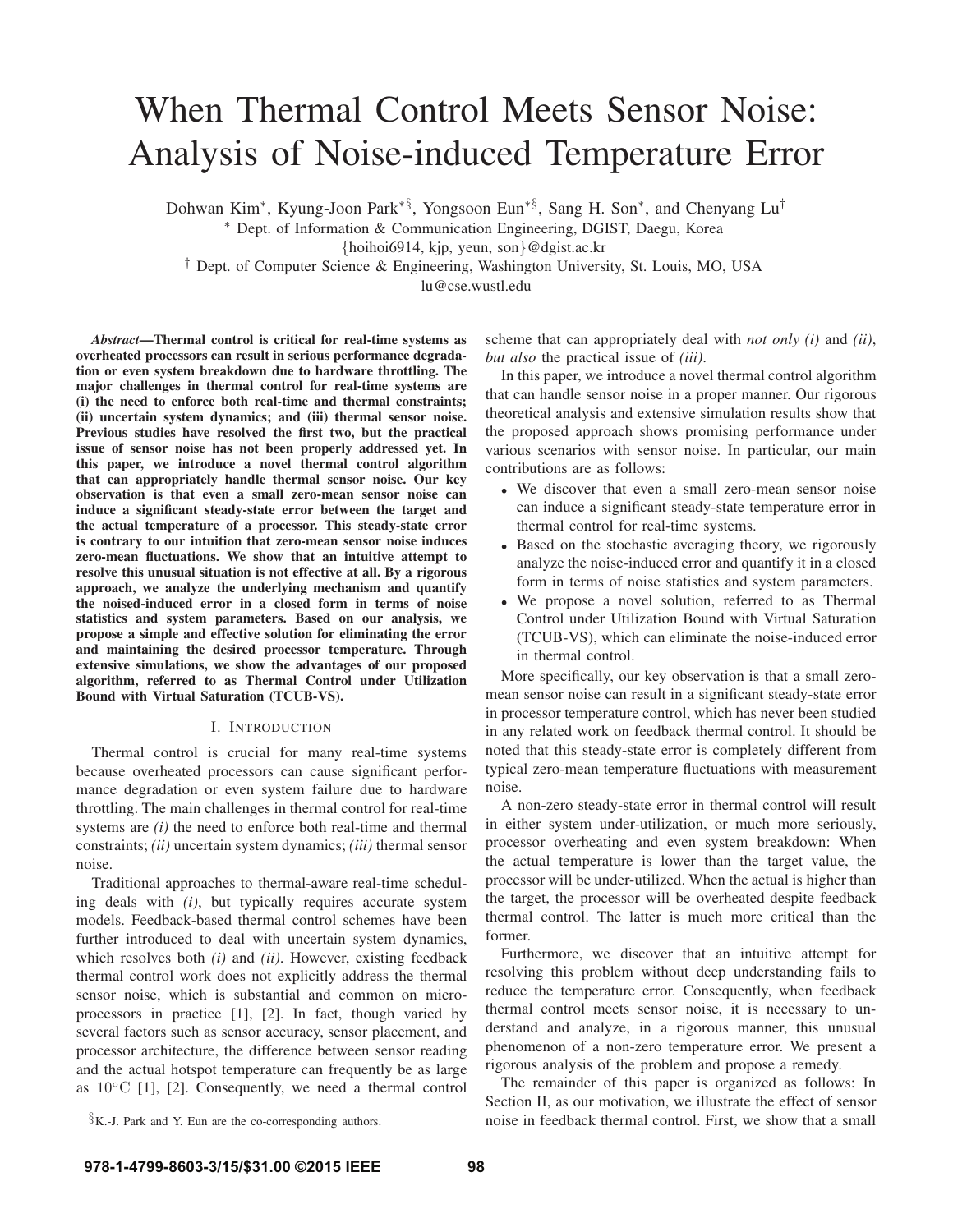# When Thermal Control Meets Sensor Noise: Analysis of Noise-induced Temperature Error

Dohwan Kim*, Kyung-Joon Park*§, Yongsoon Eun*§, Sang H. Son*, and Chenyang Lu†

* Dept. of Information & Communication Engineering, DGIST, Daegu, Korea

{hoihoi6914, kjp, yeun, son}@dgist.ac.kr

† Dept. of Computer Science & Engineering, Washington University, St. Louis, MO, USA

lu@cse.wustl.edu

***Abstract*—Thermal control is critical for real-time systems as overheated processors can result in serious performance degradation or even system breakdown due to hardware throttling. The major challenges in thermal control for real-time systems are (i) the need to enforce both real-time and thermal constraints; (ii) uncertain system dynamics; and (iii) thermal sensor noise. Previous studies have resolved the first two, but the practical issue of sensor noise has not been properly addressed yet. In this paper, we introduce a novel thermal control algorithm that can appropriately handle thermal sensor noise. Our key observation is that even a small zero-mean sensor noise can induce a significant steady-state error between the target and the actual temperature of a processor. This steady-state error is contrary to our intuition that zero-mean sensor noise induces zero-mean fluctuations. We show that an intuitive attempt to resolve this unusual situation is not effective at all. By a rigorous approach, we analyze the underlying mechanism and quantify the noised-induced error in a closed form in terms of noise statistics and system parameters. Based on our analysis, we propose a simple and effective solution for eliminating the error and maintaining the desired processor temperature. Through extensive simulations, we show the advantages of our proposed algorithm, referred to as Thermal Control under Utilization Bound with Virtual Saturation (TCUB-VS).**

## I. Introduction

Thermal control is crucial for many real-time systems because overheated processors can cause significant performance degradation or even system failure due to hardware throttling. The main challenges in thermal control for real-time systems are *(i)* the need to enforce both real-time and thermal constraints; *(ii)* uncertain system dynamics; *(iii)* thermal sensor noise.

Traditional approaches to thermal-aware real-time scheduling deals with *(i)*, but typically requires accurate system models. Feedback-based thermal control schemes have been further introduced to deal with uncertain system dynamics, which resolves both *(i)* and *(ii)*. However, existing feedback thermal control work does not explicitly address the thermal sensor noise, which is substantial and common on microprocessors in practice [1], [2]. In fact, though varied by several factors such as sensor accuracy, sensor placement, and processor architecture, the difference between sensor reading and the actual hotspot temperature can frequently be as large as 10°C [1], [2]. Consequently, we need a thermal control scheme that can appropriately deal with *not only (i)* and *(ii)*, *but also* the practical issue of *(iii)*.

In this paper, we introduce a novel thermal control algorithm that can handle sensor noise in a proper manner. Our rigorous theoretical analysis and extensive simulation results show that the proposed approach shows promising performance under various scenarios with sensor noise. In particular, our main contributions are as follows:

- We discover that even a small zero-mean sensor noise can induce a significant steady-state temperature error in thermal control for real-time systems.
- Based on the stochastic averaging theory, we rigorously analyze the noise-induced error and quantify it in a closed form in terms of noise statistics and system parameters.
- We propose a novel solution, referred to as Thermal Control under Utilization Bound with Virtual Saturation (TCUB-VS), which can eliminate the noise-induced error in thermal control.

More specifically, our key observation is that a small zero-mean sensor noise can result in a significant steady-state error in processor temperature control, which has never been studied in any related work on feedback thermal control. It should be noted that this steady-state error is completely different from typical zero-mean temperature fluctuations with measurement noise.

A non-zero steady-state error in thermal control will result in either system under-utilization, or much more seriously, processor overheating and even system breakdown: When the actual temperature is lower than the target value, the processor will be under-utilized. When the actual is higher than the target, the processor will be overheated despite feedback thermal control. The latter is much more critical than the former.

Furthermore, we discover that an intuitive attempt for resolving this problem without deep understanding fails to reduce the temperature error. Consequently, when feedback thermal control meets sensor noise, it is necessary to understand and analyze, in a rigorous manner, this unusual phenomenon of a non-zero temperature error. We present a rigorous analysis of the problem and propose a remedy.

The remainder of this paper is organized as follows: In Section II, as our motivation, we illustrate the effect of sensor noise in feedback thermal control. First, we show that a small

§K.-J. Park and Y. Eun are the co-corresponding authors.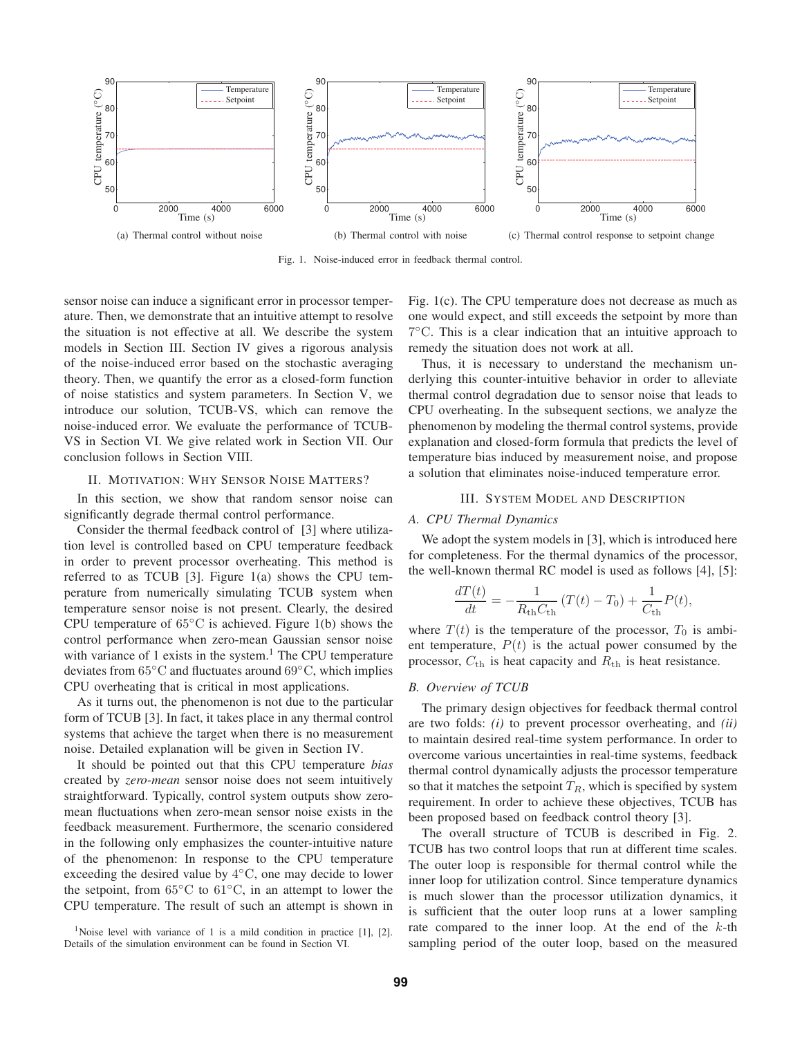(a) Thermal control without noise

(b) Thermal control with noise

(c) Thermal control response to setpoint change

Fig. 1. Noise-induced error in feedback thermal control.

sensor noise can induce a significant error in processor temperature. Then, we demonstrate that an intuitive attempt to resolve the situation is not effective at all. We describe the system models in Section III. Section IV gives a rigorous analysis of the noise-induced error based on the stochastic averaging theory. Then, we quantify the error as a closed-form function of noise statistics and system parameters. In Section V, we introduce our solution, TCUB-VS, which can remove the noise-induced error. We evaluate the performance of TCUB-VS in Section VI. We give related work in Section VII. Our conclusion follows in Section VIII.

## II. Motivation: Why Sensor Noise Matters?

In this section, we show that random sensor noise can significantly degrade thermal control performance.

Consider the thermal feedback control of [3] where utilization level is controlled based on CPU temperature feedback in order to prevent processor overheating. This method is referred to as TCUB [3]. Figure 1(a) shows the CPU temperature from numerically simulating TCUB system when temperature sensor noise is not present. Clearly, the desired CPU temperature of $65^\circ\mathrm{C}$ is achieved. Figure 1(b) shows the control performance when zero-mean Gaussian sensor noise with variance of 1 exists in the system.[1] The CPU temperature deviates from $65^\circ\mathrm{C}$ and fluctuates around $69^\circ\mathrm{C}$, which implies CPU overheating that is critical in most applications.

As it turns out, the phenomenon is not due to the particular form of TCUB [3]. In fact, it takes place in any thermal control systems that achieve the target when there is no measurement noise. Detailed explanation will be given in Section IV.

It should be pointed out that this CPU temperature *bias* created by *zero-mean* sensor noise does not seem intuitively straightforward. Typically, control system outputs show zero-mean fluctuations when zero-mean sensor noise exists in the feedback measurement. Furthermore, the scenario considered in the following only emphasizes the counter-intuitive nature of the phenomenon: In response to the CPU temperature exceeding the desired value by $4^\circ\mathrm{C}$, one may decide to lower the setpoint, from $65^\circ\mathrm{C}$ to $61^\circ\mathrm{C}$, in an attempt to lower the CPU temperature. The result of such an attempt is shown in Fig. 1(c). The CPU temperature does not decrease as much as one would expect, and still exceeds the setpoint by more than $7^\circ\mathrm{C}$. This is a clear indication that an intuitive approach to remedy the situation does not work at all.

Thus, it is necessary to understand the mechanism underlying this counter-intuitive behavior in order to alleviate thermal control degradation due to sensor noise that leads to CPU overheating. In the subsequent sections, we analyze the phenomenon by modeling the thermal control systems, provide explanation and closed-form formula that predicts the level of temperature bias induced by measurement noise, and propose a solution that eliminates noise-induced temperature error.

[1] Noise level with variance of 1 is a mild condition in practice [1], [2]. Details of the simulation environment can be found in Section VI.

## III. System Model and Description

### A. CPU Thermal Dynamics

We adopt the system models in [3], which is introduced here for completeness. For the thermal dynamics of the processor, the well-known thermal RC model is used as follows [4], [5]:

$$\frac{dT(t)}{dt} = -\frac{1}{R_{\mathrm{th}}C_{\mathrm{th}}}\left(T(t) - T_0\right) + \frac{1}{C_{\mathrm{th}}}P(t),$$

where $T(t)$ is the temperature of the processor, $T_0$ is ambient temperature, $P(t)$ is the actual power consumed by the processor, $C_{\mathrm{th}}$ is heat capacity and $R_{\mathrm{th}}$ is heat resistance.

### B. Overview of TCUB

The primary design objectives for feedback thermal control are two folds: *(i)* to prevent processor overheating, and *(ii)* to maintain desired real-time system performance. In order to overcome various uncertainties in real-time systems, feedback thermal control dynamically adjusts the processor temperature so that it matches the setpoint $T_R$, which is specified by system requirement. In order to achieve these objectives, TCUB has been proposed based on feedback control theory [3].

The overall structure of TCUB is described in Fig. 2. TCUB has two control loops that run at different time scales. The outer loop is responsible for thermal control while the inner loop for utilization control. Since temperature dynamics is much slower than the processor utilization dynamics, it is sufficient that the outer loop runs at a lower sampling rate compared to the inner loop. At the end of the $k$-th sampling period of the outer loop, based on the measured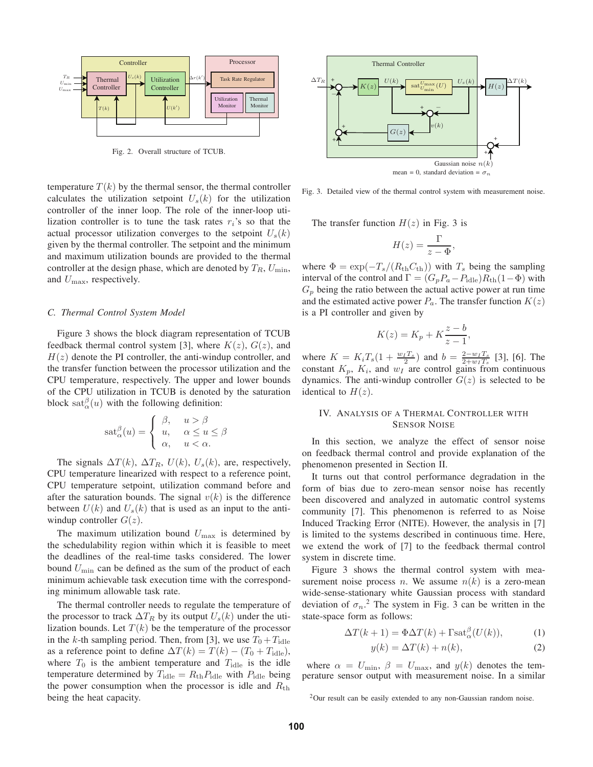Fig. 2. Overall structure of TCUB.

Fig. 3. Detailed view of the thermal control system with measurement noise.

temperature $T(k)$ by the thermal sensor, the thermal controller calculates the utilization setpoint $U_s(k)$ for the utilization controller of the inner loop. The role of the inner-loop utilization controller is to tune the task rates $r_i$'s so that the actual processor utilization converges to the setpoint $U_s(k)$ given by the thermal controller. The setpoint and the minimum and maximum utilization bounds are provided to the thermal controller at the design phase, which are denoted by $T_R$, $U_{\min}$, and $U_{\max}$, respectively.

### C. Thermal Control System Model

Figure 3 shows the block diagram representation of TCUB feedback thermal control system [3], where $K(z)$, $G(z)$, and $H(z)$ denote the PI controller, the anti-windup controller, and the transfer function between the processor utilization and the CPU temperature, respectively. The upper and lower bounds of the CPU utilization in TCUB is denoted by the saturation block $\text{sat}_\alpha^\beta(u)$ with the following definition:

$$\text{sat}_\alpha^\beta(u) = \begin{cases} \beta, & u > \beta \\ u, & \alpha \le u \le \beta \\ \alpha, & u < \alpha. \end{cases}$$

The signals $\Delta T(k)$, $\Delta T_R$, $U(k)$, $U_s(k)$, are, respectively, CPU temperature linearized with respect to a reference point, CPU temperature setpoint, utilization command before and after the saturation bounds. The signal $v(k)$ is the difference between $U(k)$ and $U_s(k)$ that is used as an input to the anti-windup controller $G(z)$.

The maximum utilization bound $U_{\max}$ is determined by the schedulability region within which it is feasible to meet the deadlines of the real-time tasks considered. The lower bound $U_{\min}$ can be defined as the sum of the product of each minimum achievable task execution time with the corresponding minimum allowable task rate.

The thermal controller needs to regulate the temperature of the processor to track $\Delta T_R$ by its output $U_s(k)$ under the utilization bounds. Let $T(k)$ be the temperature of the processor in the $k$-th sampling period. Then, from [3], we use $T_0 + T_{\text{idle}}$ as a reference point to define $\Delta T(k) = T(k) - (T_0 + T_{\text{idle}})$, where $T_0$ is the ambient temperature and $T_{\text{idle}}$ is the idle temperature determined by $T_{\text{idle}} = R_{\text{th}} P_{\text{idle}}$ with $P_{\text{idle}}$ being the power consumption when the processor is idle and $R_{\text{th}}$ being the heat capacity.

The transfer function $H(z)$ in Fig. 3 is

$$H(z) = \frac{\Gamma}{z - \Phi},$$

where $\Phi = \exp(-T_s/(R_{\text{th}} C_{\text{th}}))$ with $T_s$ being the sampling interval of the control and $\Gamma = (G_p P_a - P_{\text{idle}}) R_{\text{th}} (1 - \Phi)$ with $G_p$ being the ratio between the actual active power at run time and the estimated active power $P_a$. The transfer function $K(z)$ is a PI controller and given by

$$K(z) = K_p + K \frac{z - b}{z - 1},$$

where $K = K_i T_s (1 + \frac{w_I T_s}{2})$ and $b = \frac{2 - w_I T_s}{2 + w_I T_s}$ [3], [6]. The constant $K_p$, $K_i$, and $w_I$ are control gains from continuous dynamics. The anti-windup controller $G(z)$ is selected to be identical to $H(z)$.

## IV. Analysis of a Thermal Controller with Sensor Noise

In this section, we analyze the effect of sensor noise on feedback thermal control and provide explanation of the phenomenon presented in Section II.

It turns out that control performance degradation in the form of bias due to zero-mean sensor noise has recently been discovered and analyzed in automatic control systems community [7]. This phenomenon is referred to as Noise Induced Tracking Error (NITE). However, the analysis in [7] is limited to the systems described in continuous time. Here, we extend the work of [7] to the feedback thermal control system in discrete time.

Figure 3 shows the thermal control system with measurement noise process $n$. We assume $n(k)$ is a zero-mean wide-sense-stationary white Gaussian process with standard deviation of $\sigma_n$.[2] The system in Fig. 3 can be written in the state-space form as follows:

$$\Delta T(k+1) = \Phi \Delta T(k) + \Gamma \text{sat}_\alpha^\beta(U(k)), \tag{1}$$

$$y(k) = \Delta T(k) + n(k), \tag{2}$$

where $\alpha = U_{\min}$, $\beta = U_{\max}$, and $y(k)$ denotes the temperature sensor output with measurement noise. In a similar

[2] Our result can be easily extended to any non-Gaussian random noise.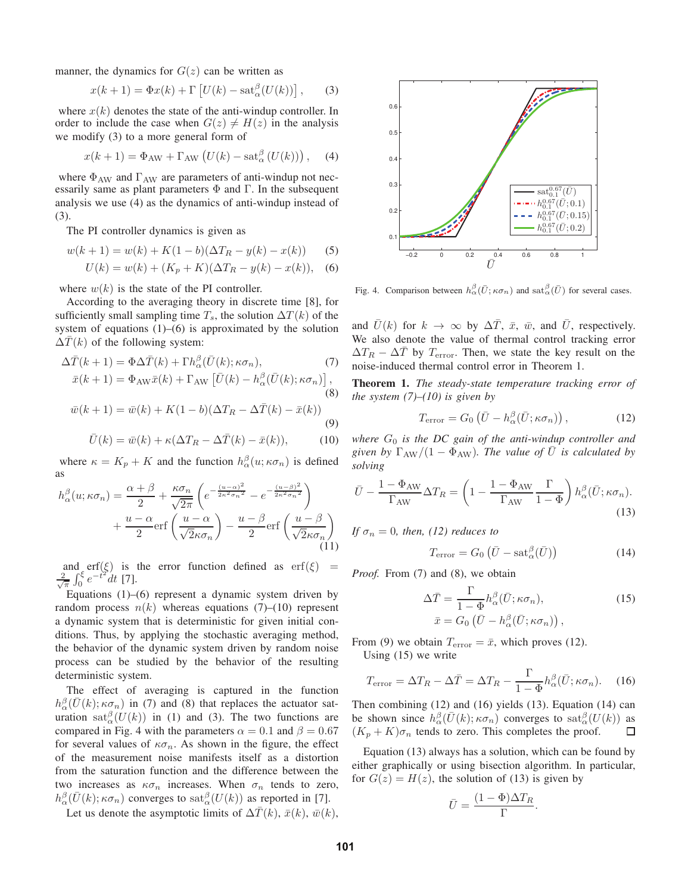manner, the dynamics for $G(z)$ can be written as

$$x(k+1) = \Phi x(k) + \Gamma \left[U(k) - \mathrm{sat}_{\alpha}^{\beta}(U(k))\right], \tag{3}$$

where $x(k)$ denotes the state of the anti-windup controller. In order to include the case when $G(z) \neq H(z)$ in the analysis we modify (3) to a more general form of

$$x(k+1) = \Phi_{\mathrm{AW}} + \Gamma_{\mathrm{AW}} \left(U(k) - \mathrm{sat}_{\alpha}^{\beta}(U(k))\right), \tag{4}$$

where $\Phi_{\mathrm{AW}}$ and $\Gamma_{\mathrm{AW}}$ are parameters of anti-windup not necessarily same as plant parameters $\Phi$ and $\Gamma$. In the subsequent analysis we use (4) as the dynamics of anti-windup instead of (3).

The PI controller dynamics is given as

$$w(k+1) = w(k) + K(1-b)(\Delta T_R - y(k) - x(k)) \tag{5}$$

$$U(k) = w(k) + (K_p + K)(\Delta T_R - y(k) - x(k)), \tag{6}$$

where $w(k)$ is the state of the PI controller.

According to the averaging theory in discrete time [8], for sufficiently small sampling time $T_s$, the solution $\Delta T(k)$ of the system of equations (1)–(6) is approximated by the solution $\Delta \bar{T}(k)$ of the following system:

$$\Delta \bar{T}(k+1) = \Phi \Delta \bar{T}(k) + \Gamma h_{\alpha}^{\beta}(\bar{U}(k); \kappa\sigma_n), \tag{7}$$

$$\bar{x}(k+1) = \Phi_{\mathrm{AW}} \bar{x}(k) + \Gamma_{\mathrm{AW}} \left[\bar{U}(k) - h_{\alpha}^{\beta}(\bar{U}(k); \kappa\sigma_n)\right], \tag{8}$$

$$\bar{w}(k+1) = \bar{w}(k) + K(1-b)(\Delta T_R - \Delta \bar{T}(k) - \bar{x}(k)) \tag{9}$$

$$\bar{U}(k) = \bar{w}(k) + \kappa(\Delta T_R - \Delta \bar{T}(k) - \bar{x}(k)), \tag{10}$$

where $\kappa = K_p + K$ and the function $h_{\alpha}^{\beta}(u; \kappa\sigma_n)$ is defined as

$$h_{\alpha}^{\beta}(u; \kappa\sigma_n) = \frac{\alpha+\beta}{2} + \frac{\kappa\sigma_n}{\sqrt{2\pi}} \left( e^{-\frac{(u-\alpha)^2}{2\kappa^2\sigma_n^2}} - e^{-\frac{(u-\beta)^2}{2\kappa^2\sigma_n^2}} \right) + \frac{u-\alpha}{2}\mathrm{erf}\left(\frac{u-\alpha}{\sqrt{2}\kappa\sigma_n}\right) - \frac{u-\beta}{2}\mathrm{erf}\left(\frac{u-\beta}{\sqrt{2}\kappa\sigma_n}\right) \tag{11}$$

and $\mathrm{erf}(\xi)$ is the error function defined as $\mathrm{erf}(\xi) = \frac{2}{\sqrt{\pi}}\int_0^{\xi} e^{-t^2} dt$ [7].

Equations (1)–(6) represent a dynamic system driven by random process $n(k)$ whereas equations (7)–(10) represent a dynamic system that is deterministic for given initial conditions. Thus, by applying the stochastic averaging method, the behavior of the dynamic system driven by random noise process can be studied by the behavior of the resulting deterministic system.

The effect of averaging is captured in the function $h_{\alpha}^{\beta}(\bar{U}(k); \kappa\sigma_n)$ in (7) and (8) that replaces the actuator saturation $\mathrm{sat}_{\alpha}^{\beta}(U(k))$ in (1) and (3). The two functions are compared in Fig. 4 with the parameters $\alpha = 0.1$ and $\beta = 0.67$ for several values of $\kappa\sigma_n$. As shown in the figure, the effect of the measurement noise manifests itself as a distortion from the saturation function and the difference between the two increases as $\kappa\sigma_n$ increases. When $\sigma_n$ tends to zero, $h_{\alpha}^{\beta}(\bar{U}(k); \kappa\sigma_n)$ converges to $\mathrm{sat}_{\alpha}^{\beta}(U(k))$ as reported in [7].

Let us denote the asymptotic limits of $\Delta \bar{T}(k)$, $\bar{x}(k)$, $\bar{w}(k)$, and $\bar{U}(k)$ for $k \to \infty$ by $\Delta \bar{T}$, $\bar{x}$, $\bar{w}$, and $\bar{U}$, respectively. We also denote the value of thermal control tracking error $\Delta T_R - \Delta \bar{T}$ by $T_{\mathrm{error}}$. Then, we state the key result on the noise-induced thermal control error in Theorem 1.

Fig. 4. Comparison between $h_{\alpha}^{\beta}(\bar{U}; \kappa\sigma_n)$ and $\mathrm{sat}_{\alpha}^{\beta}(\bar{U})$ for several cases.

**Theorem 1.** *The steady-state temperature tracking error of the system (7)–(10) is given by*

$$T_{\mathrm{error}} = G_0 \left(\bar{U} - h_{\alpha}^{\beta}(\bar{U}; \kappa\sigma_n)\right), \tag{12}$$

*where $G_0$ is the DC gain of the anti-windup controller and given by $\Gamma_{\mathrm{AW}}/(1-\Phi_{\mathrm{AW}})$. The value of $\bar{U}$ is calculated by solving*

$$\bar{U} - \frac{1-\Phi_{\mathrm{AW}}}{\Gamma_{\mathrm{AW}}}\Delta T_R = \left(1 - \frac{1-\Phi_{\mathrm{AW}}}{\Gamma_{\mathrm{AW}}}\frac{\Gamma}{1-\Phi}\right) h_{\alpha}^{\beta}(\bar{U}; \kappa\sigma_n). \tag{13}$$

*If $\sigma_n = 0$, then, (12) reduces to*

$$T_{\mathrm{error}} = G_0 \left(\bar{U} - \mathrm{sat}_{\alpha}^{\beta}(\bar{U})\right) \tag{14}$$

*Proof.* From (7) and (8), we obtain

$$\Delta \bar{T} = \frac{\Gamma}{1-\Phi} h_{\alpha}^{\beta}(\bar{U}; \kappa\sigma_n), \qquad \bar{x} = G_0 \left(\bar{U} - h_{\alpha}^{\beta}(\bar{U}; \kappa\sigma_n)\right), \tag{15}$$

From (9) we obtain $T_{\mathrm{error}} = \bar{x}$, which proves (12).

Using (15) we write

$$T_{\mathrm{error}} = \Delta T_R - \Delta \bar{T} = \Delta T_R - \frac{\Gamma}{1-\Phi} h_{\alpha}^{\beta}(\bar{U}; \kappa\sigma_n). \tag{16}$$

Then combining (12) and (16) yields (13). Equation (14) can be shown since $h_{\alpha}^{\beta}(\bar{U}(k); \kappa\sigma_n)$ converges to $\mathrm{sat}_{\alpha}^{\beta}(U(k))$ as $(K_p + K)\sigma_n$ tends to zero. This completes the proof. ☐

Equation (13) always has a solution, which can be found by either graphically or using bisection algorithm. In particular, for $G(z) = H(z)$, the solution of (13) is given by

$$\bar{U} = \frac{(1-\Phi)\Delta T_R}{\Gamma}.$$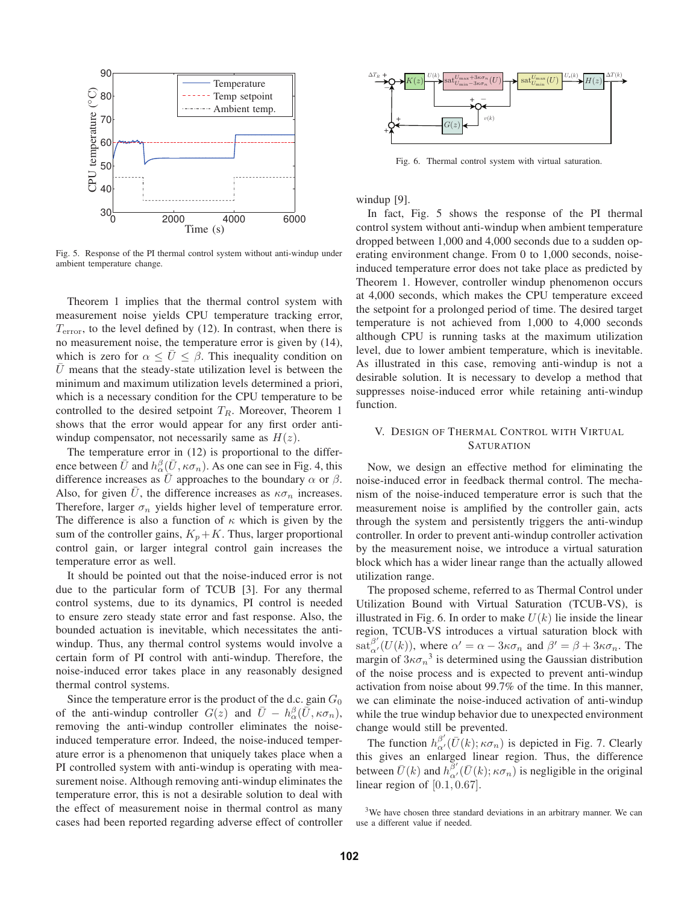Fig. 5. Response of the PI thermal control system without anti-windup under ambient temperature change.

Theorem 1 implies that the thermal control system with measurement noise yields CPU temperature tracking error, $T_{\mathrm{error}}$, to the level defined by (12). In contrast, when there is no measurement noise, the temperature error is given by (14), which is zero for $\alpha \leq \bar{U} \leq \beta$. This inequality condition on $\bar{U}$ means that the steady-state utilization level is between the minimum and maximum utilization levels determined a priori, which is a necessary condition for the CPU temperature to be controlled to the desired setpoint $T_R$. Moreover, Theorem 1 shows that the error would appear for any first order anti-windup compensator, not necessarily same as $H(z)$.

The temperature error in (12) is proportional to the difference between $\bar{U}$ and $h_{\alpha}^{\beta}(\bar{U}, \kappa\sigma_n)$. As one can see in Fig. 4, this difference increases as $\bar{U}$ approaches to the boundary $\alpha$ or $\beta$. Also, for given $\bar{U}$, the difference increases as $\kappa\sigma_n$ increases. Therefore, larger $\sigma_n$ yields higher level of temperature error. The difference is also a function of $\kappa$ which is given by the sum of the controller gains, $K_p + K$. Thus, larger proportional control gain, or larger integral control gain increases the temperature error as well.

It should be pointed out that the noise-induced error is not due to the particular form of TCUB [3]. For any thermal control systems, due to its dynamics, PI control is needed to ensure zero steady state error and fast response. Also, the bounded actuation is inevitable, which necessitates the anti-windup. Thus, any thermal control systems would involve a certain form of PI control with anti-windup. Therefore, the noise-induced error takes place in any reasonably designed thermal control systems.

Since the temperature error is the product of the d.c. gain $G_0$ of the anti-windup controller $G(z)$ and $\bar{U} - h_{\alpha}^{\beta}(\bar{U}, \kappa\sigma_n)$, removing the anti-windup controller eliminates the noise-induced temperature error. Indeed, the noise-induced temperature error is a phenomenon that uniquely takes place when a PI controlled system with anti-windup is operating with measurement noise. Although removing anti-windup eliminates the temperature error, this is not a desirable solution to deal with the effect of measurement noise in thermal control as many cases had been reported regarding adverse effect of controller windup [9].

Fig. 6. Thermal control system with virtual saturation.

In fact, Fig. 5 shows the response of the PI thermal control system without anti-windup when ambient temperature dropped between 1,000 and 4,000 seconds due to a sudden operating environment change. From 0 to 1,000 seconds, noise-induced temperature error does not take place as predicted by Theorem 1. However, controller windup phenomenon occurs at 4,000 seconds, which makes the CPU temperature exceed the setpoint for a prolonged period of time. The desired target temperature is not achieved from 1,000 to 4,000 seconds although CPU is running tasks at the maximum utilization level, due to lower ambient temperature, which is inevitable. As illustrated in this case, removing anti-windup is not a desirable solution. It is necessary to develop a method that suppresses noise-induced error while retaining anti-windup function.

## V. Design of Thermal Control with Virtual Saturation

Now, we design an effective method for eliminating the noise-induced error in feedback thermal control. The mechanism of the noise-induced temperature error is such that the measurement noise is amplified by the controller gain, acts through the system and persistently triggers the anti-windup controller. In order to prevent anti-windup controller activation by the measurement noise, we introduce a virtual saturation block which has a wider linear range than the actually allowed utilization range.

The proposed scheme, referred to as Thermal Control under Utilization Bound with Virtual Saturation (TCUB-VS), is illustrated in Fig. 6. In order to make $U(k)$ lie inside the linear region, TCUB-VS introduces a virtual saturation block with $\mathrm{sat}_{\alpha'}^{\beta'}(U(k))$, where $\alpha' = \alpha - 3\kappa\sigma_n$ and $\beta' = \beta + 3\kappa\sigma_n$. The margin of $3\kappa\sigma_n$[3] is determined using the Gaussian distribution of the noise process and is expected to prevent anti-windup activation from noise about 99.7% of the time. In this manner, we can eliminate the noise-induced activation of anti-windup while the true windup behavior due to unexpected environment change would still be prevented.

The function $h_{\alpha'}^{\beta'}(\bar{U}(k); \kappa\sigma_n)$ is depicted in Fig. 7. Clearly this gives an enlarged linear region. Thus, the difference between $\bar{U}(k)$ and $h_{\alpha'}^{\beta'}(\bar{U}(k); \kappa\sigma_n)$ is negligible in the original linear region of $[0.1, 0.67]$.

[3] We have chosen three standard deviations in an arbitrary manner. We can use a different value if needed.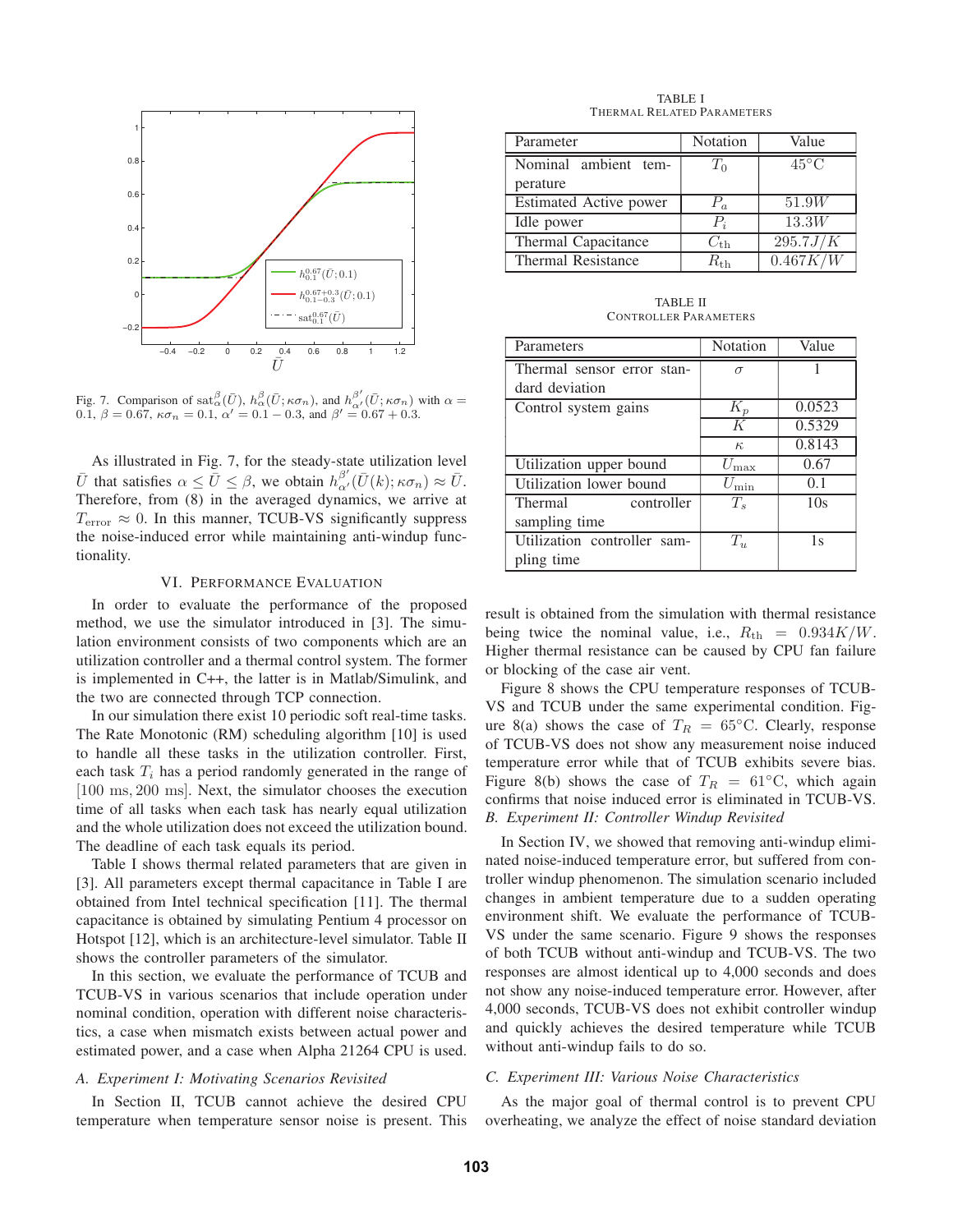Fig. 7. Comparison of $\text{sat}_{\alpha}^{\beta}(\bar{U})$, $h_{\alpha}^{\beta}(\bar{U};\kappa\sigma_n)$, and $h_{\alpha'}^{\beta'}(\bar{U};\kappa\sigma_n)$ with $\alpha = 0.1$, $\beta = 0.67$, $\kappa\sigma_n = 0.1$, $\alpha' = 0.1 - 0.3$, and $\beta' = 0.67 + 0.3$.

As illustrated in Fig. 7, for the steady-state utilization level $\bar{U}$ that satisfies $\alpha \le \bar{U} \le \beta$, we obtain $h_{\alpha'}^{\beta'}(\bar{U}(k);\kappa\sigma_n) \approx \bar{U}$. Therefore, from (8) in the averaged dynamics, we arrive at $T_{\text{error}} \approx 0$. In this manner, TCUB-VS significantly suppress the noise-induced error while maintaining anti-windup functionality.

## VI. Performance Evaluation

In order to evaluate the performance of the proposed method, we use the simulator introduced in [3]. The simulation environment consists of two components which are an utilization controller and a thermal control system. The former is implemented in C++, the latter is in Matlab/Simulink, and the two are connected through TCP connection.

In our simulation there exist 10 periodic soft real-time tasks. The Rate Monotonic (RM) scheduling algorithm [10] is used to handle all these tasks in the utilization controller. First, each task $T_i$ has a period randomly generated in the range of $[100 \text{ ms}, 200 \text{ ms}]$. Next, the simulator chooses the execution time of all tasks when each task has nearly equal utilization and the whole utilization does not exceed the utilization bound. The deadline of each task equals its period.

Table I shows thermal related parameters that are given in [3]. All parameters except thermal capacitance in Table I are obtained from Intel technical specification [11]. The thermal capacitance is obtained by simulating Pentium 4 processor on Hotspot [12], which is an architecture-level simulator. Table II shows the controller parameters of the simulator.

In this section, we evaluate the performance of TCUB and TCUB-VS in various scenarios that include operation under nominal condition, operation with different noise characteristics, a case when mismatch exists between actual power and estimated power, and a case when Alpha 21264 CPU is used.

### A. Experiment I: Motivating Scenarios Revisited

In Section II, TCUB cannot achieve the desired CPU temperature when temperature sensor noise is present. This result is obtained from the simulation with thermal resistance being twice the nominal value, i.e., $R_{\text{th}} = 0.934K/W$. Higher thermal resistance can be caused by CPU fan failure or blocking of the case air vent.

Figure 8 shows the CPU temperature responses of TCUB-VS and TCUB under the same experimental condition. Figure 8(a) shows the case of $T_R = 65°\text{C}$. Clearly, response of TCUB-VS does not show any measurement noise induced temperature error while that of TCUB exhibits severe bias. Figure 8(b) shows the case of $T_R = 61°\text{C}$, which again confirms that noise induced error is eliminated in TCUB-VS.

### B. Experiment II: Controller Windup Revisited

In Section IV, we showed that removing anti-windup eliminated noise-induced temperature error, but suffered from controller windup phenomenon. The simulation scenario included changes in ambient temperature due to a sudden operating environment shift. We evaluate the performance of TCUB-VS under the same scenario. Figure 9 shows the responses of both TCUB without anti-windup and TCUB-VS. The two responses are almost identical up to 4,000 seconds and does not show any noise-induced temperature error. However, after 4,000 seconds, TCUB-VS does not exhibit controller windup and quickly achieves the desired temperature while TCUB without anti-windup fails to do so.

### C. Experiment III: Various Noise Characteristics

As the major goal of thermal control is to prevent CPU overheating, we analyze the effect of noise standard deviation

TABLE I
Thermal Related Parameters

| Parameter | Notation | Value |
|---|---|---|
| Nominal ambient temperature | $T_0$ | $45°\text{C}$ |
| Estimated Active power | $P_a$ | $51.9W$ |
| Idle power | $P_i$ | $13.3W$ |
| Thermal Capacitance | $C_{\text{th}}$ | $295.7J/K$ |
| Thermal Resistance | $R_{\text{th}}$ | $0.467K/W$ |

TABLE II
Controller Parameters

| Parameters | Notation | Value |
|---|---|---|
| Thermal sensor error standard deviation | $\sigma$ | 1 |
| Control system gains | $K_p$ | 0.0523 |
| | $K$ | 0.5329 |
| | $\kappa$ | 0.8143 |
| Utilization upper bound | $U_{\max}$ | 0.67 |
| Utilization lower bound | $U_{\min}$ | 0.1 |
| Thermal controller sampling time | $T_s$ | 10s |
| Utilization controller sampling time | $T_u$ | 1s |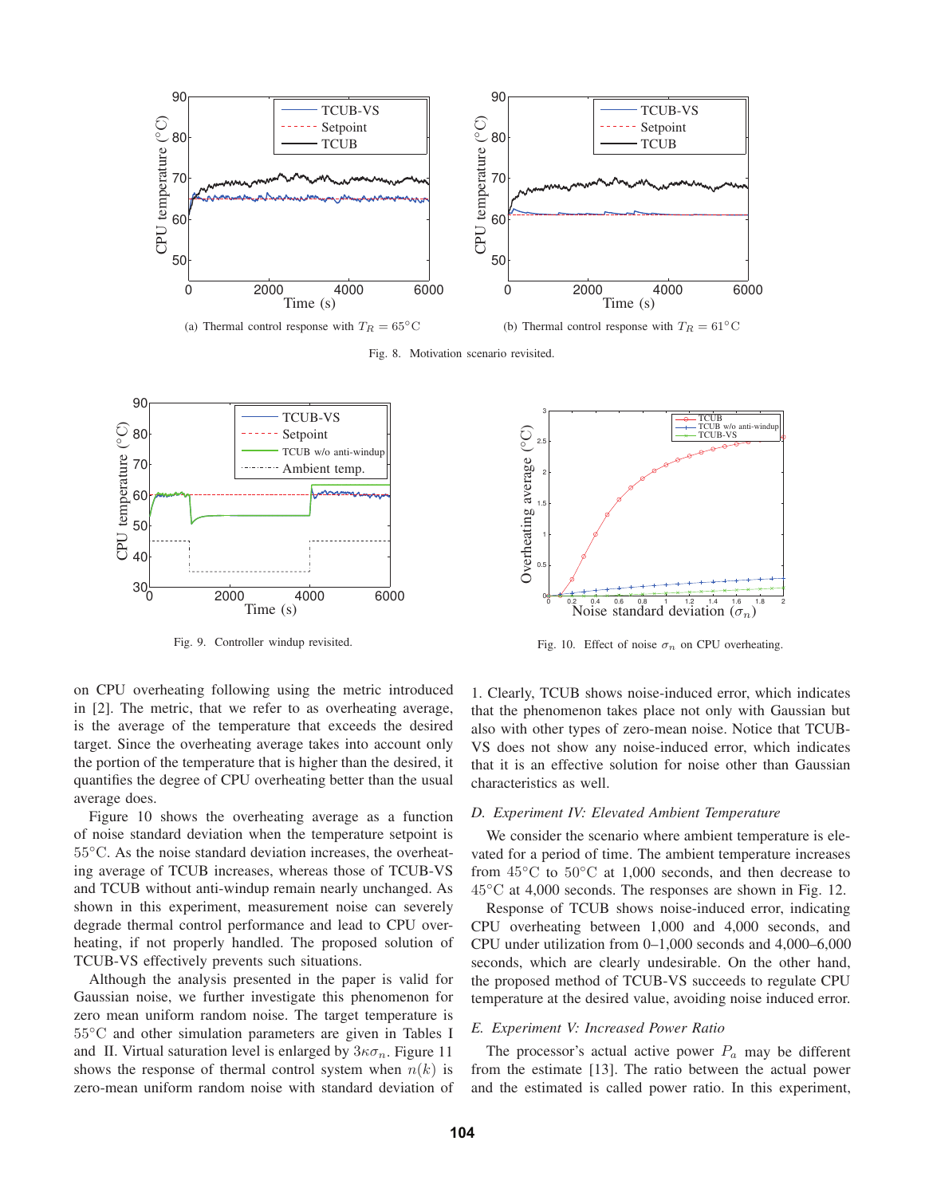(a) Thermal control response with $T_R = 65°C$

(b) Thermal control response with $T_R = 61°C$

Fig. 8. Motivation scenario revisited.

Fig. 9. Controller windup revisited.

Fig. 10. Effect of noise $\sigma_n$ on CPU overheating.

on CPU overheating following using the metric introduced in [2]. The metric, that we refer to as overheating average, is the average of the temperature that exceeds the desired target. Since the overheating average takes into account only the portion of the temperature that is higher than the desired, it quantifies the degree of CPU overheating better than the usual average does.

Figure 10 shows the overheating average as a function of noise standard deviation when the temperature setpoint is $55°C$. As the noise standard deviation increases, the overheating average of TCUB increases, whereas those of TCUB-VS and TCUB without anti-windup remain nearly unchanged. As shown in this experiment, measurement noise can severely degrade thermal control performance and lead to CPU overheating, if not properly handled. The proposed solution of TCUB-VS effectively prevents such situations.

Although the analysis presented in the paper is valid for Gaussian noise, we further investigate this phenomenon for zero mean uniform random noise. The target temperature is $55°C$ and other simulation parameters are given in Tables I and II. Virtual saturation level is enlarged by $3\kappa\sigma_n$. Figure 11 shows the response of thermal control system when $n(k)$ is zero-mean uniform random noise with standard deviation of 1. Clearly, TCUB shows noise-induced error, which indicates that the phenomenon takes place not only with Gaussian but also with other types of zero-mean noise. Notice that TCUB-VS does not show any noise-induced error, which indicates that it is an effective solution for noise other than Gaussian characteristics as well.

### *D. Experiment IV: Elevated Ambient Temperature*

We consider the scenario where ambient temperature is elevated for a period of time. The ambient temperature increases from $45°C$ to $50°C$ at 1,000 seconds, and then decrease to $45°C$ at 4,000 seconds. The responses are shown in Fig. 12.

Response of TCUB shows noise-induced error, indicating CPU overheating between 1,000 and 4,000 seconds, and CPU under utilization from 0–1,000 seconds and 4,000–6,000 seconds, which are clearly undesirable. On the other hand, the proposed method of TCUB-VS succeeds to regulate CPU temperature at the desired value, avoiding noise induced error.

### *E. Experiment V: Increased Power Ratio*

The processor's actual active power $P_a$ may be different from the estimate [13]. The ratio between the actual power and the estimated is called power ratio. In this experiment,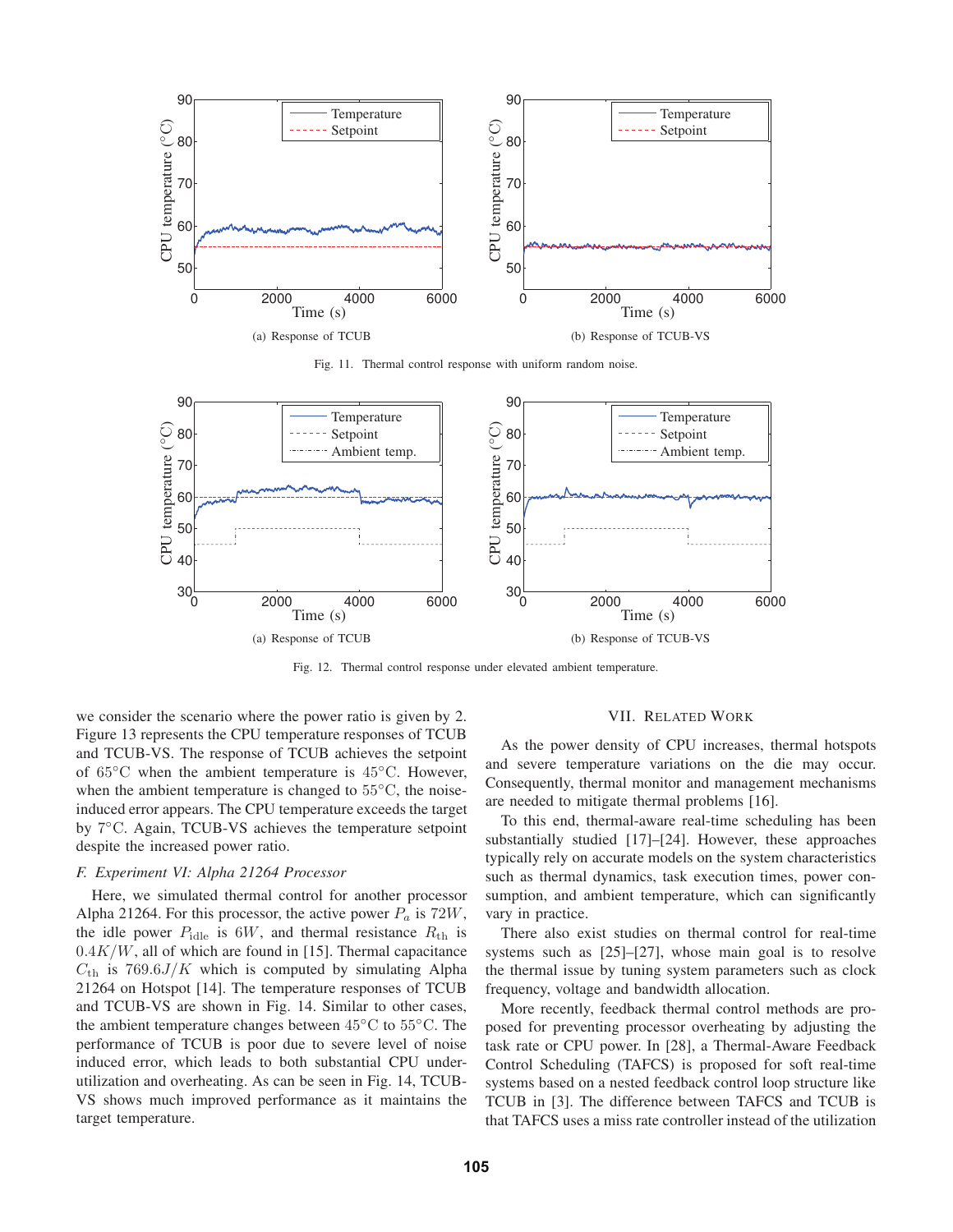(a) Response of TCUB

(b) Response of TCUB-VS

Fig. 11. Thermal control response with uniform random noise.

(a) Response of TCUB

(b) Response of TCUB-VS

Fig. 12. Thermal control response under elevated ambient temperature.

we consider the scenario where the power ratio is given by 2. Figure 13 represents the CPU temperature responses of TCUB and TCUB-VS. The response of TCUB achieves the setpoint of 65°C when the ambient temperature is 45°C. However, when the ambient temperature is changed to 55°C, the noise-induced error appears. The CPU temperature exceeds the target by 7°C. Again, TCUB-VS achieves the temperature setpoint despite the increased power ratio.

### *F. Experiment VI: Alpha 21264 Processor*

Here, we simulated thermal control for another processor Alpha 21264. For this processor, the active power $P_a$ is $72W$, the idle power $P_{\text{idle}}$ is $6W$, and thermal resistance $R_{\text{th}}$ is $0.4K/W$, all of which are found in [15]. Thermal capacitance $C_{\text{th}}$ is $769.6J/K$ which is computed by simulating Alpha 21264 on Hotspot [14]. The temperature responses of TCUB and TCUB-VS are shown in Fig. 14. Similar to other cases, the ambient temperature changes between 45°C to 55°C. The performance of TCUB is poor due to severe level of noise induced error, which leads to both substantial CPU under-utilization and overheating. As can be seen in Fig. 14, TCUB-VS shows much improved performance as it maintains the target temperature.

## VII. Related Work

As the power density of CPU increases, thermal hotspots and severe temperature variations on the die may occur. Consequently, thermal monitor and management mechanisms are needed to mitigate thermal problems [16].

To this end, thermal-aware real-time scheduling has been substantially studied [17]–[24]. However, these approaches typically rely on accurate models on the system characteristics such as thermal dynamics, task execution times, power consumption, and ambient temperature, which can significantly vary in practice.

There also exist studies on thermal control for real-time systems such as [25]–[27], whose main goal is to resolve the thermal issue by tuning system parameters such as clock frequency, voltage and bandwidth allocation.

More recently, feedback thermal control methods are proposed for preventing processor overheating by adjusting the task rate or CPU power. In [28], a Thermal-Aware Feedback Control Scheduling (TAFCS) is proposed for soft real-time systems based on a nested feedback control loop structure like TCUB in [3]. The difference between TAFCS and TCUB is that TAFCS uses a miss rate controller instead of the utilization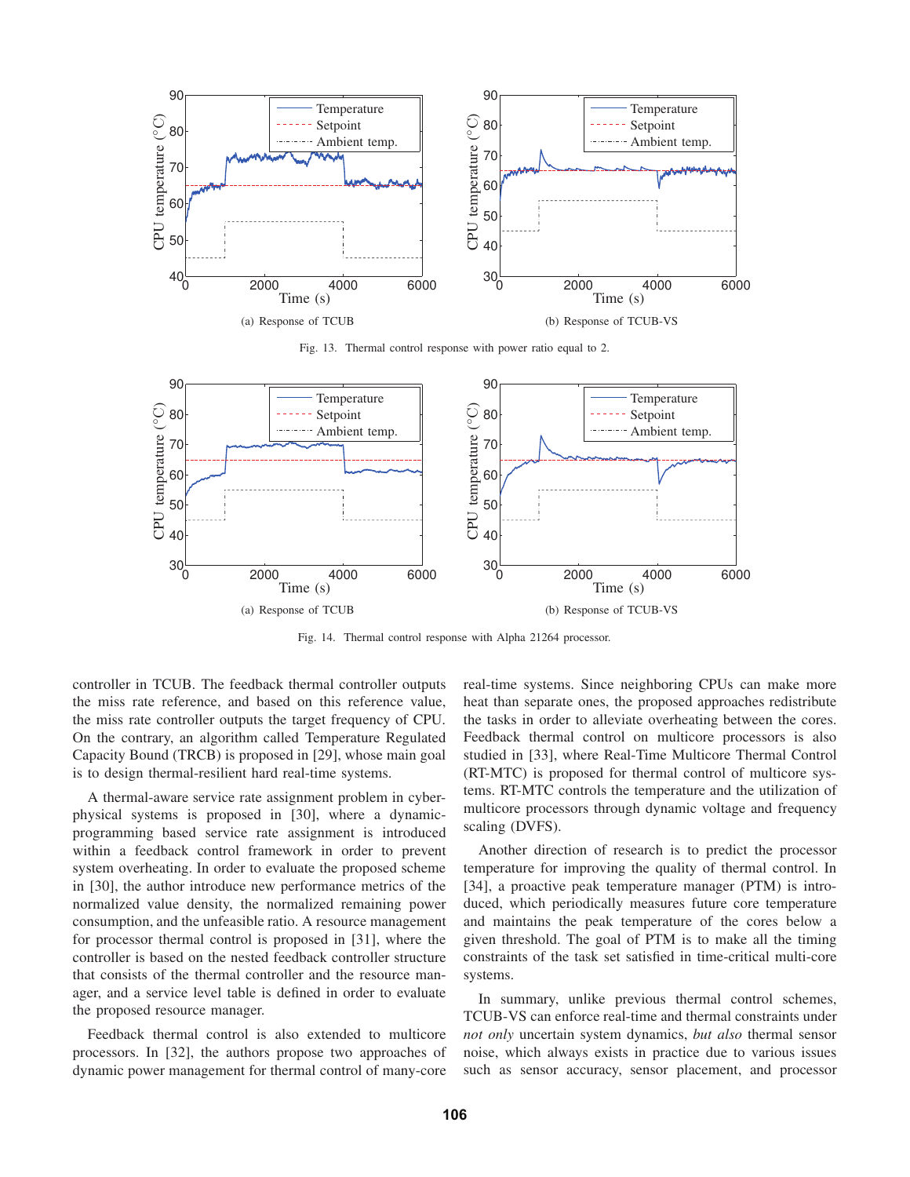(a) Response of TCUB

(b) Response of TCUB-VS

Fig. 13. Thermal control response with power ratio equal to 2.

(a) Response of TCUB

(b) Response of TCUB-VS

Fig. 14. Thermal control response with Alpha 21264 processor.

controller in TCUB. The feedback thermal controller outputs the miss rate reference, and based on this reference value, the miss rate controller outputs the target frequency of CPU. On the contrary, an algorithm called Temperature Regulated Capacity Bound (TRCB) is proposed in [29], whose main goal is to design thermal-resilient hard real-time systems.

A thermal-aware service rate assignment problem in cyber-physical systems is proposed in [30], where a dynamic-programming based service rate assignment is introduced within a feedback control framework in order to prevent system overheating. In order to evaluate the proposed scheme in [30], the author introduce new performance metrics of the normalized value density, the normalized remaining power consumption, and the unfeasible ratio. A resource management for processor thermal control is proposed in [31], where the controller is based on the nested feedback controller structure that consists of the thermal controller and the resource manager, and a service level table is defined in order to evaluate the proposed resource manager.

Feedback thermal control is also extended to multicore processors. In [32], the authors propose two approaches of dynamic power management for thermal control of many-core real-time systems. Since neighboring CPUs can make more heat than separate ones, the proposed approaches redistribute the tasks in order to alleviate overheating between the cores. Feedback thermal control on multicore processors is also studied in [33], where Real-Time Multicore Thermal Control (RT-MTC) is proposed for thermal control of multicore systems. RT-MTC controls the temperature and the utilization of multicore processors through dynamic voltage and frequency scaling (DVFS).

Another direction of research is to predict the processor temperature for improving the quality of thermal control. In [34], a proactive peak temperature manager (PTM) is introduced, which periodically measures future core temperature and maintains the peak temperature of the cores below a given threshold. The goal of PTM is to make all the timing constraints of the task set satisfied in time-critical multi-core systems.

In summary, unlike previous thermal control schemes, TCUB-VS can enforce real-time and thermal constraints under *not only* uncertain system dynamics, *but also* thermal sensor noise, which always exists in practice due to various issues such as sensor accuracy, sensor placement, and processor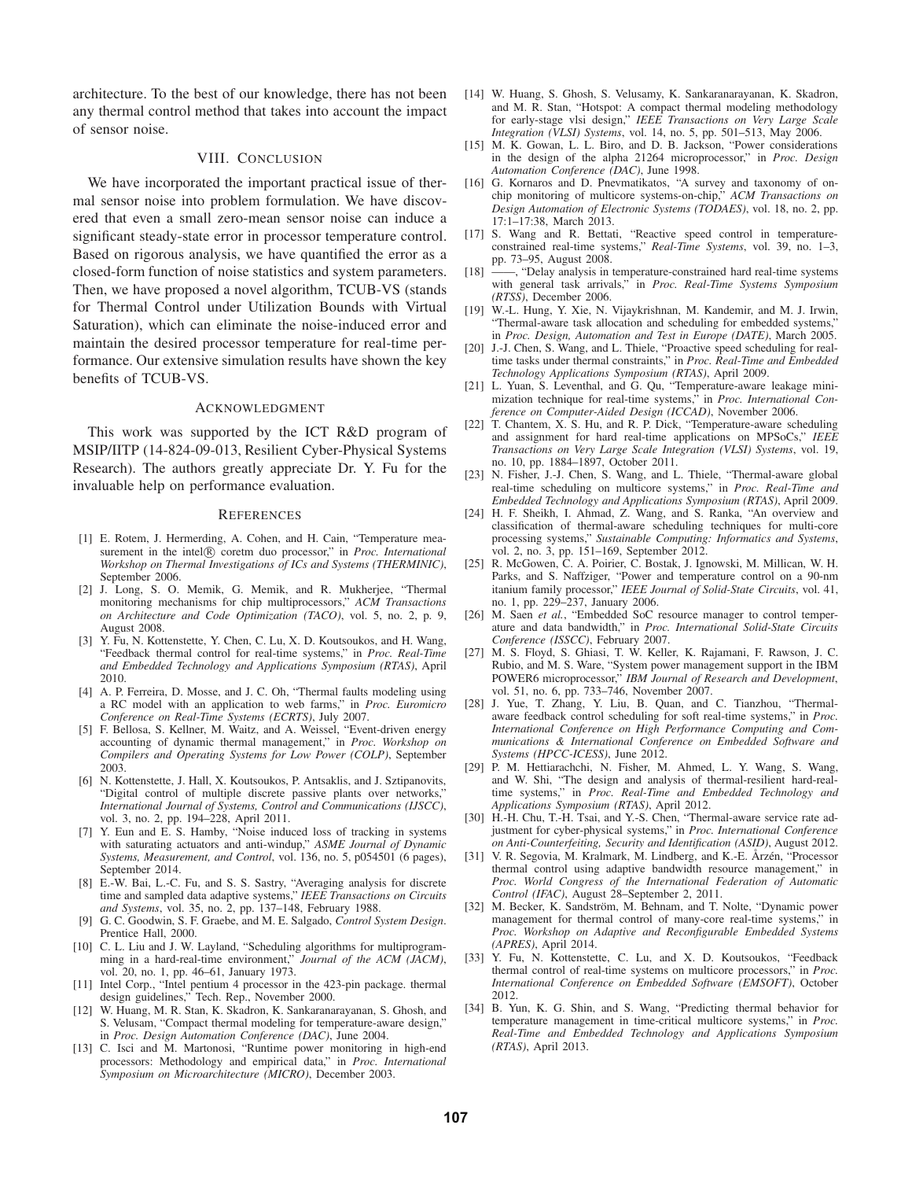architecture. To the best of our knowledge, there has not been any thermal control method that takes into account the impact of sensor noise.

## VIII. Conclusion

We have incorporated the important practical issue of thermal sensor noise into problem formulation. We have discovered that even a small zero-mean sensor noise can induce a significant steady-state error in processor temperature control. Based on rigorous analysis, we have quantified the error as a closed-form function of noise statistics and system parameters. Then, we have proposed a novel algorithm, TCUB-VS (stands for Thermal Control under Utilization Bounds with Virtual Saturation), which can eliminate the noise-induced error and maintain the desired processor temperature for real-time performance. Our extensive simulation results have shown the key benefits of TCUB-VS.

## Acknowledgment

This work was supported by the ICT R&D program of MSIP/IITP (14-824-09-013, Resilient Cyber-Physical Systems Research). The authors greatly appreciate Dr. Y. Fu for the invaluable help on performance evaluation.

## References

[1] E. Rotem, J. Hermerding, A. Cohen, and H. Cain, "Temperature measurement in the intel® coretm duo processor," in *Proc. International Workshop on Thermal Investigations of ICs and Systems (THERMINIC)*, September 2006.

[2] J. Long, S. O. Memik, G. Memik, and R. Mukherjee, "Thermal monitoring mechanisms for chip multiprocessors," *ACM Transactions on Architecture and Code Optimization (TACO)*, vol. 5, no. 2, p. 9, August 2008.

[3] Y. Fu, N. Kottenstette, Y. Chen, C. Lu, X. D. Koutsoukos, and H. Wang, "Feedback thermal control for real-time systems," in *Proc. Real-Time and Embedded Technology and Applications Symposium (RTAS)*, April 2010.

[4] A. P. Ferreira, D. Mosse, and J. C. Oh, "Thermal faults modeling using a RC model with an application to web farms," in *Proc. Euromicro Conference on Real-Time Systems (ECRTS)*, July 2007.

[5] F. Bellosa, S. Kellner, M. Waitz, and A. Weissel, "Event-driven energy accounting of dynamic thermal management," in *Proc. Workshop on Compilers and Operating Systems for Low Power (COLP)*, September 2003.

[6] N. Kottenstette, J. Hall, X. Koutsoukos, P. Antsaklis, and J. Sztipanovits, "Digital control of multiple discrete passive plants over networks," *International Journal of Systems, Control and Communications (IJSCC)*, vol. 3, no. 2, pp. 194–228, April 2011.

[7] Y. Eun and E. S. Hamby, "Noise induced loss of tracking in systems with saturating actuators and anti-windup," *ASME Journal of Dynamic Systems, Measurement, and Control*, vol. 136, no. 5, p054501 (6 pages), September 2014.

[8] E.-W. Bai, L.-C. Fu, and S. S. Sastry, "Averaging analysis for discrete time and sampled data adaptive systems," *IEEE Transactions on Circuits and Systems*, vol. 35, no. 2, pp. 137–148, February 1988.

[9] G. C. Goodwin, S. F. Graebe, and M. E. Salgado, *Control System Design*. Prentice Hall, 2000.

[10] C. L. Liu and J. W. Layland, "Scheduling algorithms for multiprogramming in a hard-real-time environment," *Journal of the ACM (JACM)*, vol. 20, no. 1, pp. 46–61, January 1973.

[11] Intel Corp., "Intel pentium 4 processor in the 423-pin package. thermal design guidelines," Tech. Rep., November 2000.

[12] W. Huang, M. R. Stan, K. Skadron, K. Sankaranarayanan, S. Ghosh, and S. Velusam, "Compact thermal modeling for temperature-aware design," in *Proc. Design Automation Conference (DAC)*, June 2004.

[13] C. Isci and M. Martonosi, "Runtime power monitoring in high-end processors: Methodology and empirical data," in *Proc. International Symposium on Microarchitecture (MICRO)*, December 2003.

[14] W. Huang, S. Ghosh, S. Velusamy, K. Sankaranarayanan, K. Skadron, and M. R. Stan, "Hotspot: A compact thermal modeling methodology for early-stage vlsi design," *IEEE Transactions on Very Large Scale Integration (VLSI) Systems*, vol. 14, no. 5, pp. 501–513, May 2006.

[15] M. K. Gowan, L. L. Biro, and D. B. Jackson, "Power considerations in the design of the alpha 21264 microprocessor," in *Proc. Design Automation Conference (DAC)*, June 1998.

[16] G. Kornaros and D. Pnevmatikatos, "A survey and taxonomy of on-chip monitoring of multicore systems-on-chip," *ACM Transactions on Design Automation of Electronic Systems (TODAES)*, vol. 18, no. 2, pp. 17:1–17:38, March 2013.

[17] S. Wang and R. Bettati, "Reactive speed control in temperature-constrained real-time systems," *Real-Time Systems*, vol. 39, no. 1–3, pp. 73–95, August 2008.

[18] ——, "Delay analysis in temperature-constrained hard real-time systems with general task arrivals," in *Proc. Real-Time Systems Symposium (RTSS)*, December 2006.

[19] W.-L. Hung, Y. Xie, N. Vijaykrishnan, M. Kandemir, and M. J. Irwin, "Thermal-aware task allocation and scheduling for embedded systems," in *Proc. Design, Automation and Test in Europe (DATE)*, March 2005.

[20] J.-J. Chen, S. Wang, and L. Thiele, "Proactive speed scheduling for real-time tasks under thermal constraints," in *Proc. Real-Time and Embedded Technology Applications Symposium (RTAS)*, April 2009.

[21] L. Yuan, S. Leventhal, and G. Qu, "Temperature-aware leakage minimization technique for real-time systems," in *Proc. International Conference on Computer-Aided Design (ICCAD)*, November 2006.

[22] T. Chantem, X. S. Hu, and R. P. Dick, "Temperature-aware scheduling and assignment for hard real-time applications on MPSoCs," *IEEE Transactions on Very Large Scale Integration (VLSI) Systems*, vol. 19, no. 10, pp. 1884–1897, October 2011.

[23] N. Fisher, J.-J. Chen, S. Wang, and L. Thiele, "Thermal-aware global real-time scheduling on multicore systems," in *Proc. Real-Time and Embedded Technology and Applications Symposium (RTAS)*, April 2009.

[24] H. F. Sheikh, I. Ahmad, Z. Wang, and S. Ranka, "An overview and classification of thermal-aware scheduling techniques for multi-core processing systems," *Sustainable Computing: Informatics and Systems*, vol. 2, no. 3, pp. 151–169, September 2012.

[25] R. McGowen, C. A. Poirier, C. Bostak, J. Ignowski, M. Millican, W. H. Parks, and S. Naffziger, "Power and temperature control on a 90-nm itanium family processor," *IEEE Journal of Solid-State Circuits*, vol. 41, no. 1, pp. 229–237, January 2006.

[26] M. Saen *et al.*, "Embedded SoC resource manager to control temperature and data bandwidth," in *Proc. International Solid-State Circuits Conference (ISSCC)*, February 2007.

[27] M. S. Floyd, S. Ghiasi, T. W. Keller, K. Rajamani, F. Rawson, J. C. Rubio, and M. S. Ware, "System power management support in the IBM POWER6 microprocessor," *IBM Journal of Research and Development*, vol. 51, no. 6, pp. 733–746, November 2007.

[28] J. Yue, T. Zhang, Y. Liu, B. Quan, and C. Tianzhou, "Thermal-aware feedback control scheduling for soft real-time systems," in *Proc. International Conference on High Performance Computing and Communications & International Conference on Embedded Software and Systems (HPCC-ICESS)*, June 2012.

[29] P. M. Hettiarachchi, N. Fisher, M. Ahmed, L. Y. Wang, S. Wang, and W. Shi, "The design and analysis of thermal-resilient hard-real-time systems," in *Proc. Real-Time and Embedded Technology and Applications Symposium (RTAS)*, April 2012.

[30] H.-H. Chu, T.-H. Tsai, and Y.-S. Chen, "Thermal-aware service rate adjustment for cyber-physical systems," in *Proc. International Conference on Anti-Counterfeiting, Security and Identification (ASID)*, August 2012.

[31] V. R. Segovia, M. Kralmark, M. Lindberg, and K.-E. Årzén, "Processor thermal control using adaptive bandwidth resource management," in *Proc. World Congress of the International Federation of Automatic Control (IFAC)*, August 28–September 2, 2011.

[32] M. Becker, K. Sandström, M. Behnam, and T. Nolte, "Dynamic power management for thermal control of many-core real-time systems," in *Proc. Workshop on Adaptive and Reconfigurable Embedded Systems (APRES)*, April 2014.

[33] Y. Fu, N. Kottenstette, C. Lu, and X. D. Koutsoukos, "Feedback thermal control of real-time systems on multicore processors," in *Proc. International Conference on Embedded Software (EMSOFT)*, October 2012.

[34] B. Yun, K. G. Shin, and S. Wang, "Predicting thermal behavior for temperature management in time-critical multicore systems," in *Proc. Real-Time and Embedded Technology and Applications Symposium (RTAS)*, April 2013.